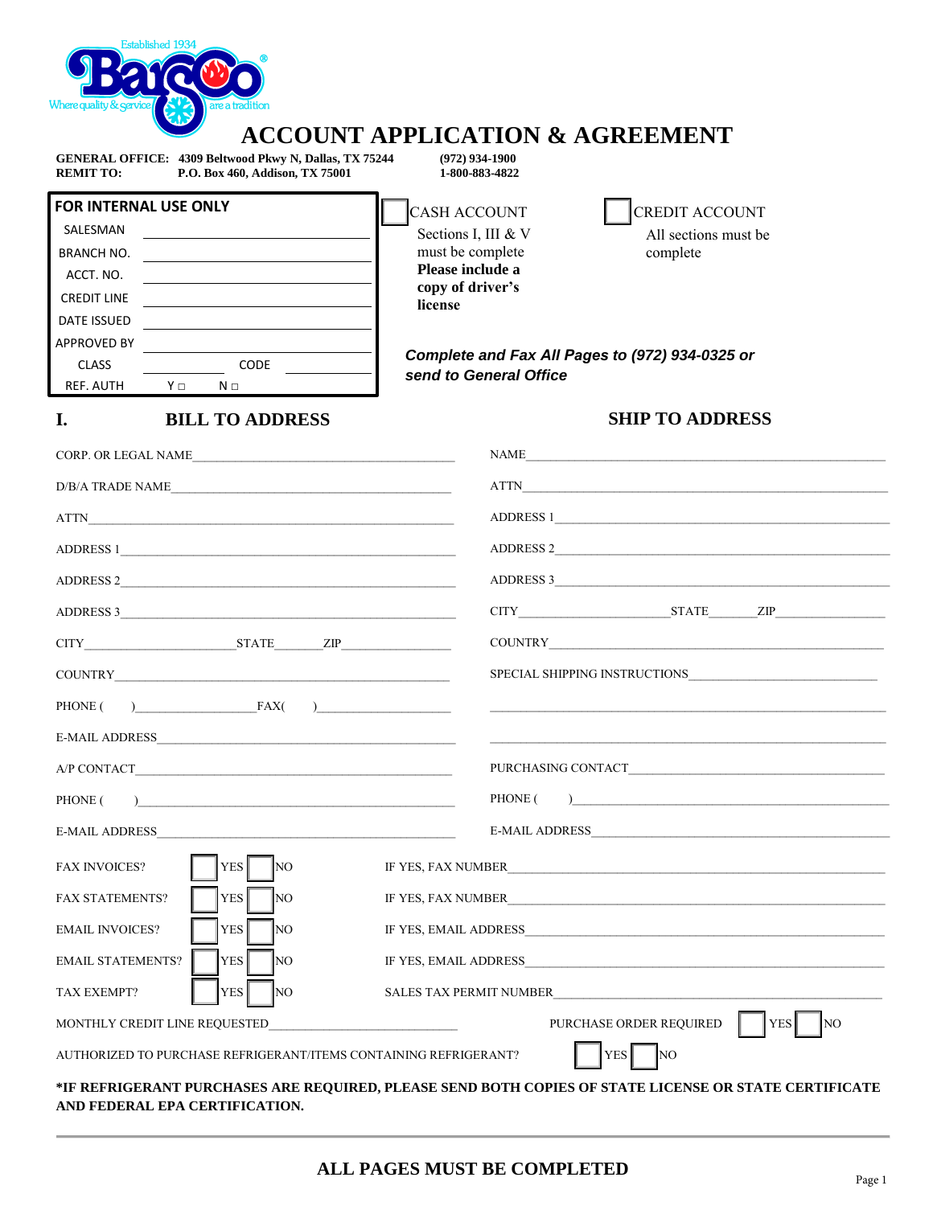Established 1934

**Barsco**

Where quality & service are a tradition

# ACCOUNT APPLICATION & AGREEMENT

**GENERAL OFFICE: 4309 Beltwood Pkwy N, Dallas, TX 75244** **(972) 934-1900**
**REMIT TO: P.O. Box 460, Addison, TX 75001** **1-800-883-4822**

**FOR INTERNAL USE ONLY**

SALESMAN ____________________
BRANCH NO. ____________________
ACCT. NO. ____________________
CREDIT LINE ____________________
DATE ISSUED ____________________
APPROVED BY ____________________
CLASS __________ CODE __________
REF. AUTH Y □ N □

☐ CASH ACCOUNT
Sections I, III & V must be complete
**Please include a copy of driver's license**

☐ CREDIT ACCOUNT
All sections must be complete

***Complete and Fax All Pages to (972) 934-0325 or send to General Office***

## I. BILL TO ADDRESS

CORP. OR LEGAL NAME ____________________

D/B/A TRADE NAME ____________________

ATTN ____________________

ADDRESS 1 ____________________

ADDRESS 2 ____________________

ADDRESS 3 ____________________

CITY __________ STATE ______ ZIP __________

COUNTRY ____________________

PHONE ( ) __________ FAX( ) __________

E-MAIL ADDRESS ____________________

A/P CONTACT ____________________

PHONE ( ) ____________________

E-MAIL ADDRESS ____________________

## SHIP TO ADDRESS

NAME ____________________

ATTN ____________________

ADDRESS 1 ____________________

ADDRESS 2 ____________________

ADDRESS 3 ____________________

CITY __________ STATE ______ ZIP __________

COUNTRY ____________________

SPECIAL SHIPPING INSTRUCTIONS ____________________

____________________

____________________

PURCHASING CONTACT ____________________

PHONE ( ) ____________________

E-MAIL ADDRESS ____________________

FAX INVOICES? ☐ YES ☐ NO IF YES, FAX NUMBER ____________________

FAX STATEMENTS? ☐ YES ☐ NO IF YES, FAX NUMBER ____________________

EMAIL INVOICES? ☐ YES ☐ NO IF YES, EMAIL ADDRESS ____________________

EMAIL STATEMENTS? ☐ YES ☐ NO IF YES, EMAIL ADDRESS ____________________

TAX EXEMPT? ☐ YES ☐ NO SALES TAX PERMIT NUMBER ____________________

MONTHLY CREDIT LINE REQUESTED ____________________ PURCHASE ORDER REQUIRED ☐ YES ☐ NO

AUTHORIZED TO PURCHASE REFRIGERANT/ITEMS CONTAINING REFRIGERANT? ☐ YES ☐ NO

**\*IF REFRIGERANT PURCHASES ARE REQUIRED, PLEASE SEND BOTH COPIES OF STATE LICENSE OR STATE CERTIFICATE AND FEDERAL EPA CERTIFICATION.**

---

**ALL PAGES MUST BE COMPLETED**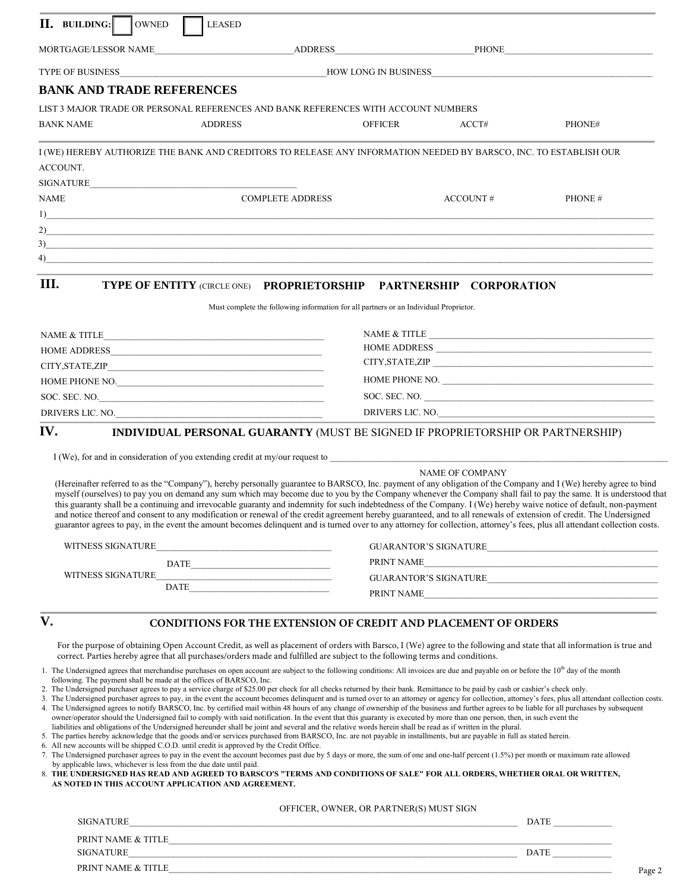## II. BUILDING: ☐ OWNED ☐ LEASED

MORTGAGE/LESSOR NAME______________________________ADDRESS_____________________________PHONE_________________________________

TYPE OF BUSINESS_____________________________________________HOW LONG IN BUSINESS_______________________________________________

### BANK AND TRADE REFERENCES

LIST 3 MAJOR TRADE OR PERSONAL REFERENCES AND BANK REFERENCES WITH ACCOUNT NUMBERS

| BANK NAME | ADDRESS | OFFICER | ACCT# | PHONE# |
|---|---|---|---|---|
| | | | | |

I (WE) HEREBY AUTHORIZE THE BANK AND CREDITORS TO RELEASE ANY INFORMATION NEEDED BY BARSCO, INC. TO ESTABLISH OUR ACCOUNT.

SIGNATURE_____________________________________________

| NAME | COMPLETE ADDRESS | ACCOUNT # | PHONE # |
|---|---|---|---|
| 1) | | | |
| 2) | | | |
| 3) | | | |
| 4) | | | |

## III. TYPE OF ENTITY (CIRCLE ONE) PROPRIETORSHIP PARTNERSHIP CORPORATION

Must complete the following information for all partners or an Individual Proprietor.

NAME & TITLE_________________________________________________

HOME ADDRESS_______________________________________________

CITY,STATE,ZIP_______________________________________________

HOME PHONE NO._____________________________________________

SOC. SEC. NO.________________________________________________

DRIVERS LIC. NO._____________________________________________

NAME & TITLE _________________________________________________

HOME ADDRESS ________________________________________________

CITY,STATE,ZIP ________________________________________________

HOME PHONE NO. ______________________________________________

SOC. SEC. NO. _________________________________________________

DRIVERS LIC. NO._______________________________________________

## IV. INDIVIDUAL PERSONAL GUARANTY (MUST BE SIGNED IF PROPRIETORSHIP OR PARTNERSHIP)

I (We), for and in consideration of you extending credit at my/our request to ______________________________________________________________

NAME OF COMPANY

(Hereinafter referred to as the "Company"), hereby personally guarantee to BARSCO, Inc. payment of any obligation of the Company and I (We) hereby agree to bind myself (ourselves) to pay you on demand any sum which may become due to you by the Company whenever the Company shall fail to pay the same. It is understood that this guaranty shall be a continuing and irrevocable guaranty and indemnity for such indebtedness of the Company. I (We) hereby waive notice of default, non-payment and notice thereof and consent to any modification or renewal of the credit agreement hereby guaranteed, and to all renewals of extension of credit. The Undersigned guarantor agrees to pay, in the event the amount becomes delinquent and is turned over to any attorney for collection, attorney's fees, plus all attendant collection costs.

WITNESS SIGNATURE____________________________________

DATE______________________________

WITNESS SIGNATURE____________________________________

DATE______________________________

GUARANTOR'S SIGNATURE_____________________________________

PRINT NAME_____________________________________________________

GUARANTOR'S SIGNATURE_____________________________________

PRINT NAME_____________________________________________________

## V. CONDITIONS FOR THE EXTENSION OF CREDIT AND PLACEMENT OF ORDERS

For the purpose of obtaining Open Account Credit, as well as placement of orders with Barsco, I (We) agree to the following and state that all information is true and correct. Parties hereby agree that all purchases/orders made and fulfilled are subject to the following terms and conditions.

1. The Undersigned agrees that merchandise purchases on open account are subject to the following conditions: All invoices are due and payable on or before the 10th day of the month following. The payment shall be made at the offices of BARSCO, Inc.
2. The Undersigned purchaser agrees to pay a service charge of $25.00 per check for all checks returned by their bank. Remittance to be paid by cash or cashier's check only.
3. The Undersigned purchaser agrees to pay, in the event the account becomes delinquent and is turned over to an attorney or agency for collection, attorney's fees, plus all attendant collection costs.
4. The Undersigned agrees to notify BARSCO, Inc. by certified mail within 48 hours of any change of ownership of the business and further agrees to be liable for all purchases by subsequent owner/operator should the Undersigned fail to comply with said notification. In the event that this guaranty is executed by more than one person, then, in such event the liabilities and obligations of the Undersigned hereunder shall be joint and several and the relative words herein shall be read as if written in the plural.
5. The parties hereby acknowledge that the goods and/or services purchased from BARSCO, Inc. are not payable in installments, but are payable in full as stated herein.
6. All new accounts will be shipped C.O.D. until credit is approved by the Credit Office.
7. The Undersigned purchaser agrees to pay in the event the account becomes past due by 5 days or more, the sum of one and one-half percent (1.5%) per month or maximum rate allowed by applicable laws, whichever is less from the due date until paid.
8. **THE UNDERSIGNED HAS READ AND AGREED TO BARSCO'S "TERMS AND CONDITIONS OF SALE" FOR ALL ORDERS, WHETHER ORAL OR WRITTEN, AS NOTED IN THIS ACCOUNT APPLICATION AND AGREEMENT.**

OFFICER, OWNER, OR PARTNER(S) MUST SIGN

SIGNATURE_______________________________________________________________________________ DATE ____________

PRINT NAME & TITLE_____________________________________________________________________________________

SIGNATURE_______________________________________________________________________________ DATE ____________

PRINT NAME & TITLE_____________________________________________________________________________________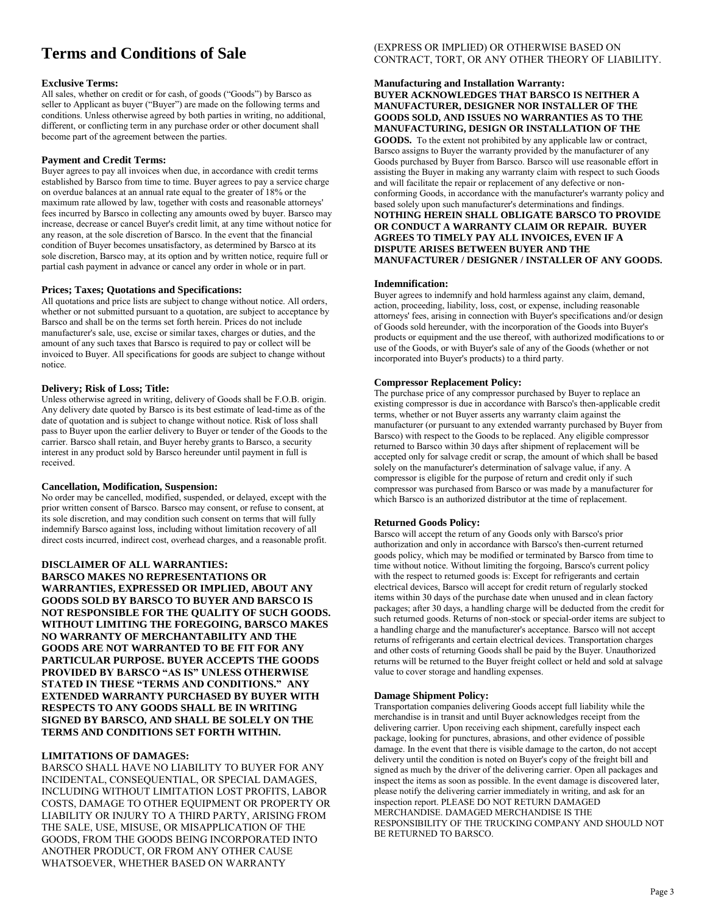# Terms and Conditions of Sale

**Exclusive Terms:**
All sales, whether on credit or for cash, of goods ("Goods") by Barsco as seller to Applicant as buyer ("Buyer") are made on the following terms and conditions. Unless otherwise agreed by both parties in writing, no additional, different, or conflicting term in any purchase order or other document shall become part of the agreement between the parties.

**Payment and Credit Terms:**
Buyer agrees to pay all invoices when due, in accordance with credit terms established by Barsco from time to time. Buyer agrees to pay a service charge on overdue balances at an annual rate equal to the greater of 18% or the maximum rate allowed by law, together with costs and reasonable attorneys' fees incurred by Barsco in collecting any amounts owed by buyer. Barsco may increase, decrease or cancel Buyer's credit limit, at any time without notice for any reason, at the sole discretion of Barsco. In the event that the financial condition of Buyer becomes unsatisfactory, as determined by Barsco at its sole discretion, Barsco may, at its option and by written notice, require full or partial cash payment in advance or cancel any order in whole or in part.

**Prices; Taxes; Quotations and Specifications:**
All quotations and price lists are subject to change without notice. All orders, whether or not submitted pursuant to a quotation, are subject to acceptance by Barsco and shall be on the terms set forth herein. Prices do not include manufacturer's sale, use, excise or similar taxes, charges or duties, and the amount of any such taxes that Barsco is required to pay or collect will be invoiced to Buyer. All specifications for goods are subject to change without notice.

**Delivery; Risk of Loss; Title:**
Unless otherwise agreed in writing, delivery of Goods shall be F.O.B. origin. Any delivery date quoted by Barsco is its best estimate of lead-time as of the date of quotation and is subject to change without notice. Risk of loss shall pass to Buyer upon the earlier delivery to Buyer or tender of the Goods to the carrier. Barsco shall retain, and Buyer hereby grants to Barsco, a security interest in any product sold by Barsco hereunder until payment in full is received.

**Cancellation, Modification, Suspension:**
No order may be cancelled, modified, suspended, or delayed, except with the prior written consent of Barsco. Barsco may consent, or refuse to consent, at its sole discretion, and may condition such consent on terms that will fully indemnify Barsco against loss, including without limitation recovery of all direct costs incurred, indirect cost, overhead charges, and a reasonable profit.

**DISCLAIMER OF ALL WARRANTIES:**
**BARSCO MAKES NO REPRESENTATIONS OR WARRANTIES, EXPRESSED OR IMPLIED, ABOUT ANY GOODS SOLD BY BARSCO TO BUYER AND BARSCO IS NOT RESPONSIBLE FOR THE QUALITY OF SUCH GOODS. WITHOUT LIMITING THE FOREGOING, BARSCO MAKES NO WARRANTY OF MERCHANTABILITY AND THE GOODS ARE NOT WARRANTED TO BE FIT FOR ANY PARTICULAR PURPOSE. BUYER ACCEPTS THE GOODS PROVIDED BY BARSCO "AS IS" UNLESS OTHERWISE STATED IN THESE "TERMS AND CONDITIONS." ANY EXTENDED WARRANTY PURCHASED BY BUYER WITH RESPECTS TO ANY GOODS SHALL BE IN WRITING SIGNED BY BARSCO, AND SHALL BE SOLELY ON THE TERMS AND CONDITIONS SET FORTH WITHIN.**

**LIMITATIONS OF DAMAGES:**
BARSCO SHALL HAVE NO LIABILITY TO BUYER FOR ANY INCIDENTAL, CONSEQUENTIAL, OR SPECIAL DAMAGES, INCLUDING WITHOUT LIMITATION LOST PROFITS, LABOR COSTS, DAMAGE TO OTHER EQUIPMENT OR PROPERTY OR LIABILITY OR INJURY TO A THIRD PARTY, ARISING FROM THE SALE, USE, MISUSE, OR MISAPPLICATION OF THE GOODS, FROM THE GOODS BEING INCORPORATED INTO ANOTHER PRODUCT, OR FROM ANY OTHER CAUSE WHATSOEVER, WHETHER BASED ON WARRANTY (EXPRESS OR IMPLIED) OR OTHERWISE BASED ON CONTRACT, TORT, OR ANY OTHER THEORY OF LIABILITY.

**Manufacturing and Installation Warranty:**
**BUYER ACKNOWLEDGES THAT BARSCO IS NEITHER A MANUFACTURER, DESIGNER NOR INSTALLER OF THE GOODS SOLD, AND ISSUES NO WARRANTIES AS TO THE MANUFACTURING, DESIGN OR INSTALLATION OF THE GOODS.** To the extent not prohibited by any applicable law or contract, Barsco assigns to Buyer the warranty provided by the manufacturer of any Goods purchased by Buyer from Barsco. Barsco will use reasonable effort in assisting the Buyer in making any warranty claim with respect to such Goods and will facilitate the repair or replacement of any defective or non-conforming Goods, in accordance with the manufacturer's warranty policy and based solely upon such manufacturer's determinations and findings. **NOTHING HEREIN SHALL OBLIGATE BARSCO TO PROVIDE OR CONDUCT A WARRANTY CLAIM OR REPAIR. BUYER AGREES TO TIMELY PAY ALL INVOICES, EVEN IF A DISPUTE ARISES BETWEEN BUYER AND THE MANUFACTURER / DESIGNER / INSTALLER OF ANY GOODS.**

**Indemnification:**
Buyer agrees to indemnify and hold harmless against any claim, demand, action, proceeding, liability, loss, cost, or expense, including reasonable attorneys' fees, arising in connection with Buyer's specifications and/or design of Goods sold hereunder, with the incorporation of the Goods into Buyer's products or equipment and the use thereof, with authorized modifications to or use of the Goods, or with Buyer's sale of any of the Goods (whether or not incorporated into Buyer's products) to a third party.

**Compressor Replacement Policy:**
The purchase price of any compressor purchased by Buyer to replace an existing compressor is due in accordance with Barsco's then-applicable credit terms, whether or not Buyer asserts any warranty claim against the manufacturer (or pursuant to any extended warranty purchased by Buyer from Barsco) with respect to the Goods to be replaced. Any eligible compressor returned to Barsco within 30 days after shipment of replacement will be accepted only for salvage credit or scrap, the amount of which shall be based solely on the manufacturer's determination of salvage value, if any. A compressor is eligible for the purpose of return and credit only if such compressor was purchased from Barsco or was made by a manufacturer for which Barsco is an authorized distributor at the time of replacement.

**Returned Goods Policy:**
Barsco will accept the return of any Goods only with Barsco's prior authorization and only in accordance with Barsco's then-current returned goods policy, which may be modified or terminated by Barsco from time to time without notice. Without limiting the forgoing, Barsco's current policy with the respect to returned goods is: Except for refrigerants and certain electrical devices, Barsco will accept for credit return of regularly stocked items within 30 days of the purchase date when unused and in clean factory packages; after 30 days, a handling charge will be deducted from the credit for such returned goods. Returns of non-stock or special-order items are subject to a handling charge and the manufacturer's acceptance. Barsco will not accept returns of refrigerants and certain electrical devices. Transportation charges and other costs of returning Goods shall be paid by the Buyer. Unauthorized returns will be returned to the Buyer freight collect or held and sold at salvage value to cover storage and handling expenses.

**Damage Shipment Policy:**
Transportation companies delivering Goods accept full liability while the merchandise is in transit and until Buyer acknowledges receipt from the delivering carrier. Upon receiving each shipment, carefully inspect each package, looking for punctures, abrasions, and other evidence of possible damage. In the event that there is visible damage to the carton, do not accept delivery until the condition is noted on Buyer's copy of the freight bill and signed as much by the driver of the delivering carrier. Open all packages and inspect the items as soon as possible. In the event damage is discovered later, please notify the delivering carrier immediately in writing, and ask for an inspection report. PLEASE DO NOT RETURN DAMAGED MERCHANDISE. DAMAGED MERCHANDISE IS THE RESPONSIBILITY OF THE TRUCKING COMPANY AND SHOULD NOT BE RETURNED TO BARSCO.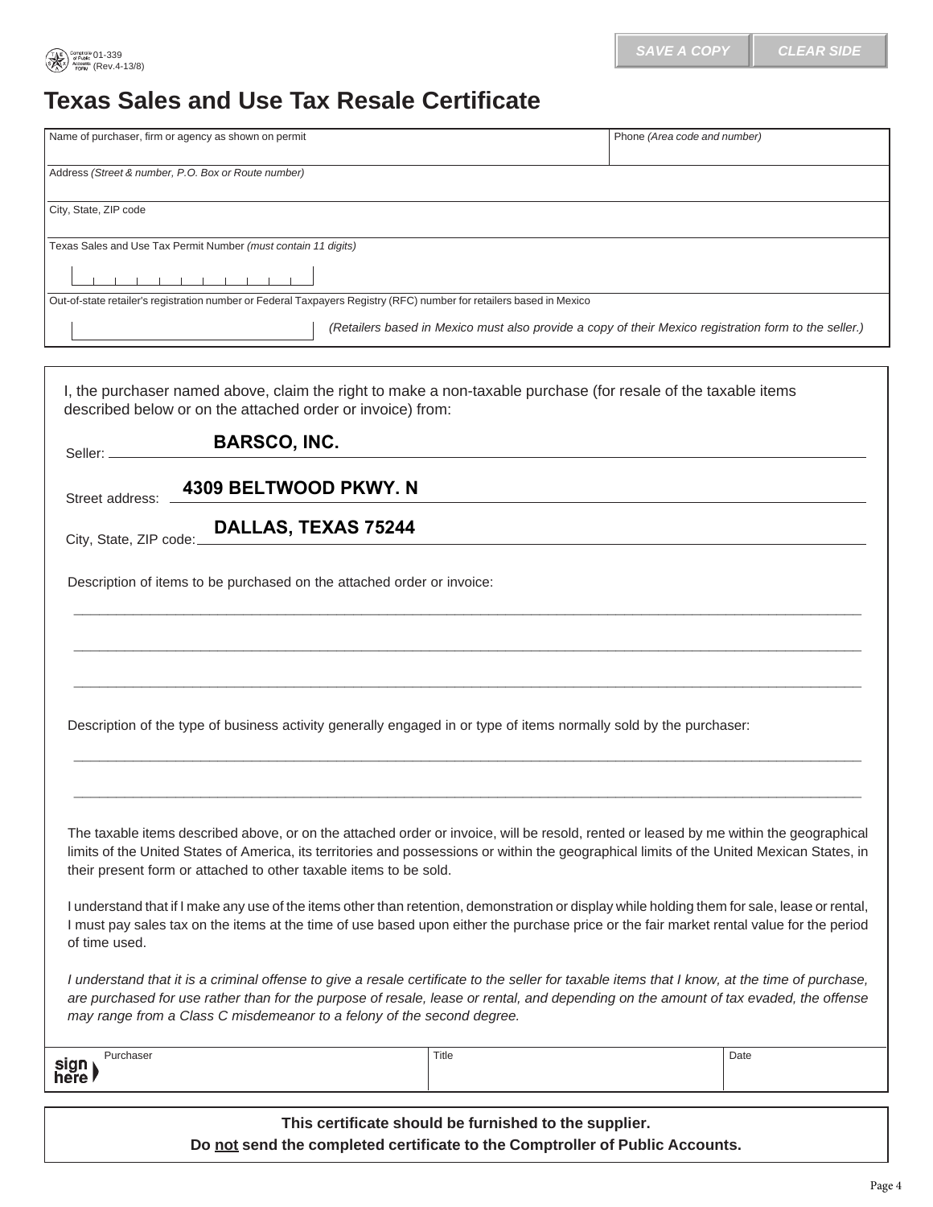01-339 (Rev.4-13/8)

# Texas Sales and Use Tax Resale Certificate

| Name of purchaser, firm or agency as shown on permit | Phone *(Area code and number)* |
|---|---|
| Address *(Street & number, P.O. Box or Route number)* | |
| City, State, ZIP code | |
| Texas Sales and Use Tax Permit Number *(must contain 11 digits)* | |
| Out-of-state retailer's registration number or Federal Taxpayers Registry (RFC) number for retailers based in Mexico *(Retailers based in Mexico must also provide a copy of their Mexico registration form to the seller.)* | |

I, the purchaser named above, claim the right to make a non-taxable purchase (for resale of the taxable items described below or on the attached order or invoice) from:

Seller: **BARSCO, INC.**

Street address: **4309 BELTWOOD PKWY. N**

City, State, ZIP code: **DALLAS, TEXAS 75244**

Description of items to be purchased on the attached order or invoice:

Description of the type of business activity generally engaged in or type of items normally sold by the purchaser:

The taxable items described above, or on the attached order or invoice, will be resold, rented or leased by me within the geographical limits of the United States of America, its territories and possessions or within the geographical limits of the United Mexican States, in their present form or attached to other taxable items to be sold.

I understand that if I make any use of the items other than retention, demonstration or display while holding them for sale, lease or rental, I must pay sales tax on the items at the time of use based upon either the purchase price or the fair market rental value for the period of time used.

*I understand that it is a criminal offense to give a resale certificate to the seller for taxable items that I know, at the time of purchase, are purchased for use rather than for the purpose of resale, lease or rental, and depending on the amount of tax evaded, the offense may range from a Class C misdemeanor to a felony of the second degree.*

| sign here Purchaser | Title | Date |
|---|---|---|
| | | |

**This certificate should be furnished to the supplier.**

**Do not send the completed certificate to the Comptroller of Public Accounts.**